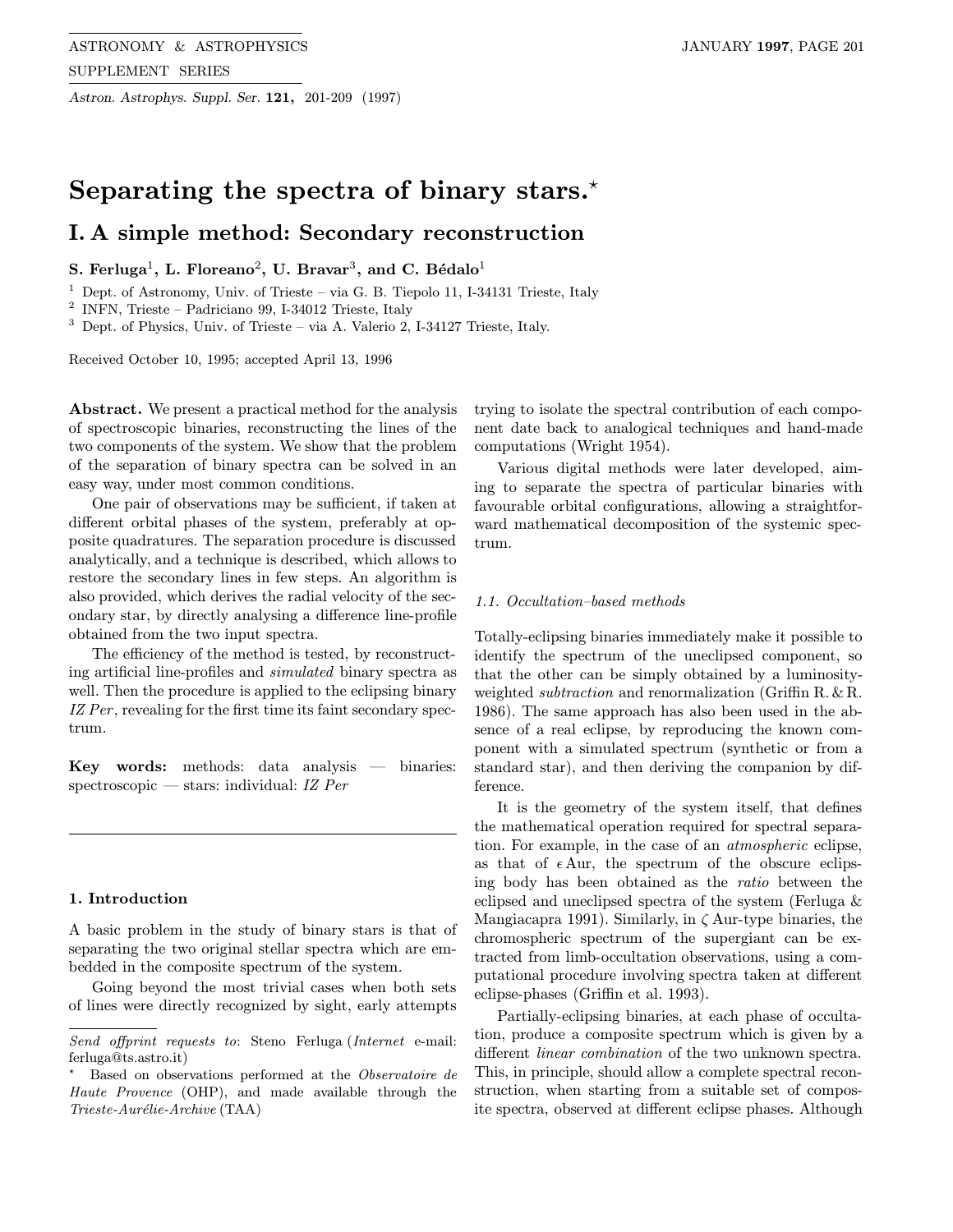# Separating the spectra of binary stars.*

## I. A simple method: Secondary reconstruction

**S. Ferluga[1], L. Floreano[2], U. Bravar[3], and C. Bédalo[1]**

[1] Dept. of Astronomy, Univ. of Trieste – via G. B. Tiepolo 11, I-34131 Trieste, Italy
[2] INFN, Trieste – Padriciano 99, I-34012 Trieste, Italy
[3] Dept. of Physics, Univ. of Trieste – via A. Valerio 2, I-34127 Trieste, Italy.

Received October 10, 1995; accepted April 13, 1996

**Abstract.** We present a practical method for the analysis of spectroscopic binaries, reconstructing the lines of the two components of the system. We show that the problem of the separation of binary spectra can be solved in an easy way, under most common conditions.

One pair of observations may be sufficient, if taken at different orbital phases of the system, preferably at opposite quadratures. The separation procedure is discussed analytically, and a technique is described, which allows to restore the secondary lines in few steps. An algorithm is also provided, which derives the radial velocity of the secondary star, by directly analysing a difference line-profile obtained from the two input spectra.

The efficiency of the method is tested, by reconstructing artificial line-profiles and *simulated* binary spectra as well. Then the procedure is applied to the eclipsing binary *IZ Per*, revealing for the first time its faint secondary spectrum.

**Key words:** methods: data analysis — binaries: spectroscopic — stars: individual: *IZ Per*

## 1. Introduction

A basic problem in the study of binary stars is that of separating the two original stellar spectra which are embedded in the composite spectrum of the system.

Going beyond the most trivial cases when both sets of lines were directly recognized by sight, early attempts trying to isolate the spectral contribution of each component date back to analogical techniques and hand-made computations (Wright 1954).

Various digital methods were later developed, aiming to separate the spectra of particular binaries with favourable orbital configurations, allowing a straightforward mathematical decomposition of the systemic spectrum.

### 1.1. Occultation–based methods

Totally-eclipsing binaries immediately make it possible to identify the spectrum of the uneclipsed component, so that the other can be simply obtained by a luminosity-weighted *subtraction* and renormalization (Griffin R. & R. 1986). The same approach has also been used in the absence of a real eclipse, by reproducing the known component with a simulated spectrum (synthetic or from a standard star), and then deriving the companion by difference.

It is the geometry of the system itself, that defines the mathematical operation required for spectral separation. For example, in the case of an *atmospheric* eclipse, as that of $\epsilon$ Aur, the spectrum of the obscure eclipsing body has been obtained as the *ratio* between the eclipsed and uneclipsed spectra of the system (Ferluga & Mangiacapra 1991). Similarly, in $\zeta$ Aur-type binaries, the chromospheric spectrum of the supergiant can be extracted from limb-occultation observations, using a computational procedure involving spectra taken at different eclipse-phases (Griffin et al. 1993).

Partially-eclipsing binaries, at each phase of occultation, produce a composite spectrum which is given by a different *linear combination* of the two unknown spectra. This, in principle, should allow a complete spectral reconstruction, when starting from a suitable set of composite spectra, observed at different eclipse phases. Although

*Send offprint requests to*: Steno Ferluga (*Internet* e-mail: ferluga@ts.astro.it)

* Based on observations performed at the *Observatoire de Haute Provence* (OHP), and made available through the *Trieste-Aurélie-Archive* (TAA)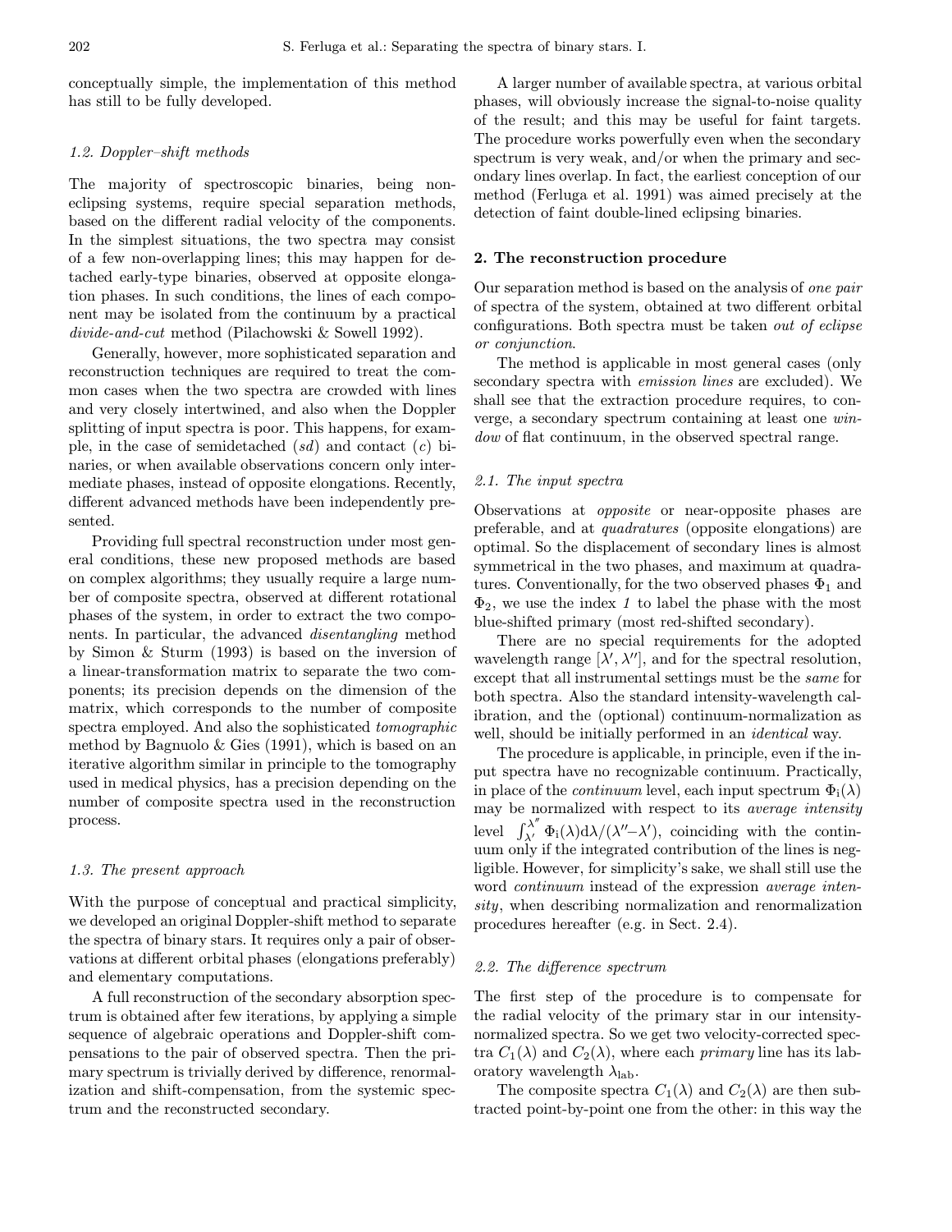conceptually simple, the implementation of this method has still to be fully developed.

### 1.2. Doppler–shift methods

The majority of spectroscopic binaries, being non-eclipsing systems, require special separation methods, based on the different radial velocity of the components. In the simplest situations, the two spectra may consist of a few non-overlapping lines; this may happen for detached early-type binaries, observed at opposite elongation phases. In such conditions, the lines of each component may be isolated from the continuum by a practical *divide-and-cut* method (Pilachowski & Sowell 1992).

Generally, however, more sophisticated separation and reconstruction techniques are required to treat the common cases when the two spectra are crowded with lines and very closely intertwined, and also when the Doppler splitting of input spectra is poor. This happens, for example, in the case of semidetached (*sd*) and contact (*c*) binaries, or when available observations concern only intermediate phases, instead of opposite elongations. Recently, different advanced methods have been independently presented.

Providing full spectral reconstruction under most general conditions, these new proposed methods are based on complex algorithms; they usually require a large number of composite spectra, observed at different rotational phases of the system, in order to extract the two components. In particular, the advanced *disentangling* method by Simon & Sturm (1993) is based on the inversion of a linear-transformation matrix to separate the two components; its precision depends on the dimension of the matrix, which corresponds to the number of composite spectra employed. And also the sophisticated *tomographic* method by Bagnuolo & Gies (1991), which is based on an iterative algorithm similar in principle to the tomography used in medical physics, has a precision depending on the number of composite spectra used in the reconstruction process.

### 1.3. The present approach

With the purpose of conceptual and practical simplicity, we developed an original Doppler-shift method to separate the spectra of binary stars. It requires only a pair of observations at different orbital phases (elongations preferably) and elementary computations.

A full reconstruction of the secondary absorption spectrum is obtained after few iterations, by applying a simple sequence of algebraic operations and Doppler-shift compensations to the pair of observed spectra. Then the primary spectrum is trivially derived by difference, renormalization and shift-compensation, from the systemic spectrum and the reconstructed secondary.

A larger number of available spectra, at various orbital phases, will obviously increase the signal-to-noise quality of the result; and this may be useful for faint targets. The procedure works powerfully even when the secondary spectrum is very weak, and/or when the primary and secondary lines overlap. In fact, the earliest conception of our method (Ferluga et al. 1991) was aimed precisely at the detection of faint double-lined eclipsing binaries.

## 2. The reconstruction procedure

Our separation method is based on the analysis of *one pair* of spectra of the system, obtained at two different orbital configurations. Both spectra must be taken *out of eclipse or conjunction*.

The method is applicable in most general cases (only secondary spectra with *emission lines* are excluded). We shall see that the extraction procedure requires, to converge, a secondary spectrum containing at least one *window* of flat continuum, in the observed spectral range.

### 2.1. The input spectra

Observations at *opposite* or near-opposite phases are preferable, and at *quadratures* (opposite elongations) are optimal. So the displacement of secondary lines is almost symmetrical in the two phases, and maximum at quadratures. Conventionally, for the two observed phases $\Phi_1$ and $\Phi_2$, we use the index *1* to label the phase with the most blue-shifted primary (most red-shifted secondary).

There are no special requirements for the adopted wavelength range $[\lambda', \lambda'']$, and for the spectral resolution, except that all instrumental settings must be the *same* for both spectra. Also the standard intensity-wavelength calibration, and the (optional) continuum-normalization as well, should be initially performed in an *identical* way.

The procedure is applicable, in principle, even if the input spectra have no recognizable continuum. Practically, in place of the *continuum* level, each input spectrum $\Phi_i(\lambda)$ may be normalized with respect to its *average intensity* level $\int_{\lambda'}^{\lambda''} \Phi_i(\lambda) \mathrm{d}\lambda / (\lambda'' - \lambda')$, coinciding with the continuum only if the integrated contribution of the lines is negligible. However, for simplicity's sake, we shall still use the word *continuum* instead of the expression *average intensity*, when describing normalization and renormalization procedures hereafter (e.g. in Sect. 2.4).

### 2.2. The difference spectrum

The first step of the procedure is to compensate for the radial velocity of the primary star in our intensity-normalized spectra. So we get two velocity-corrected spectra $C_1(\lambda)$ and $C_2(\lambda)$, where each *primary* line has its laboratory wavelength $\lambda_{\rm lab}$.

The composite spectra $C_1(\lambda)$ and $C_2(\lambda)$ are then subtracted point-by-point one from the other: in this way the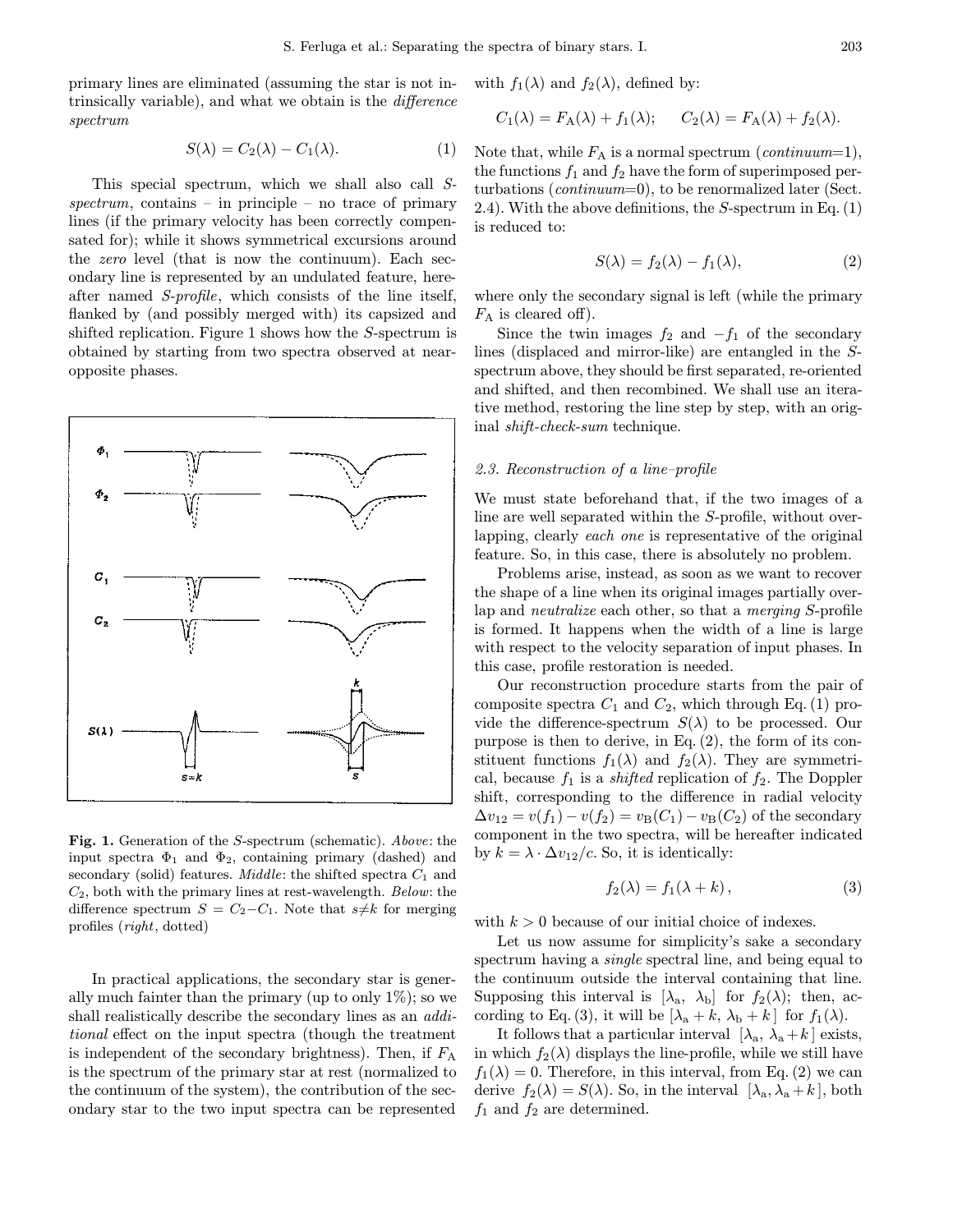primary lines are eliminated (assuming the star is not intrinsically variable), and what we obtain is the *difference spectrum*

$$S(\lambda) = C_2(\lambda) - C_1(\lambda). \tag{1}$$

This special spectrum, which we shall also call *S-spectrum*, contains – in principle – no trace of primary lines (if the primary velocity has been correctly compensated for); while it shows symmetrical excursions around the *zero* level (that is now the continuum). Each secondary line is represented by an undulated feature, hereafter named *S-profile*, which consists of the line itself, flanked by (and possibly merged with) its capsized and shifted replication. Figure 1 shows how the *S*-spectrum is obtained by starting from two spectra observed at near-opposite phases.

**Fig. 1.** Generation of the *S*-spectrum (schematic). *Above*: the input spectra $\Phi_1$ and $\Phi_2$, containing primary (dashed) and secondary (solid) features. *Middle*: the shifted spectra $C_1$ and $C_2$, both with the primary lines at rest-wavelength. *Below*: the difference spectrum $S = C_2 - C_1$. Note that $s \neq k$ for merging profiles (*right*, dotted)

In practical applications, the secondary star is generally much fainter than the primary (up to only 1%); so we shall realistically describe the secondary lines as an *additional* effect on the input spectra (though the treatment is independent of the secondary brightness). Then, if $F_A$ is the spectrum of the primary star at rest (normalized to the continuum of the system), the contribution of the secondary star to the two input spectra can be represented with $f_1(\lambda)$ and $f_2(\lambda)$, defined by:

$$C_1(\lambda) = F_A(\lambda) + f_1(\lambda); \qquad C_2(\lambda) = F_A(\lambda) + f_2(\lambda).$$

Note that, while $F_A$ is a normal spectrum (*continuum*=1), the functions $f_1$ and $f_2$ have the form of superimposed perturbations (*continuum*=0), to be renormalized later (Sect. 2.4). With the above definitions, the *S*-spectrum in Eq. (1) is reduced to:

$$S(\lambda) = f_2(\lambda) - f_1(\lambda), \tag{2}$$

where only the secondary signal is left (while the primary $F_A$ is cleared off).

Since the twin images $f_2$ and $-f_1$ of the secondary lines (displaced and mirror-like) are entangled in the *S*-spectrum above, they should be first separated, re-oriented and shifted, and then recombined. We shall use an iterative method, restoring the line step by step, with an original *shift-check-sum* technique.

### *2.3. Reconstruction of a line–profile*

We must state beforehand that, if the two images of a line are well separated within the *S*-profile, without overlapping, clearly *each one* is representative of the original feature. So, in this case, there is absolutely no problem.

Problems arise, instead, as soon as we want to recover the shape of a line when its original images partially overlap and *neutralize* each other, so that a *merging S*-profile is formed. It happens when the width of a line is large with respect to the velocity separation of input phases. In this case, profile restoration is needed.

Our reconstruction procedure starts from the pair of composite spectra $C_1$ and $C_2$, which through Eq. (1) provide the difference-spectrum $S(\lambda)$ to be processed. Our purpose is then to derive, in Eq. (2), the form of its constituent functions $f_1(\lambda)$ and $f_2(\lambda)$. They are symmetrical, because $f_1$ is a *shifted* replication of $f_2$. The Doppler shift, corresponding to the difference in radial velocity $\Delta v_{12} = v(f_1) - v(f_2) = v_B(C_1) - v_B(C_2)$ of the secondary component in the two spectra, will be hereafter indicated by $k = \lambda \cdot \Delta v_{12}/c$. So, it is identically:

$$f_2(\lambda) = f_1(\lambda + k)\,, \tag{3}$$

with $k > 0$ because of our initial choice of indexes.

Let us now assume for simplicity's sake a secondary spectrum having a *single* spectral line, and being equal to the continuum outside the interval containing that line. Supposing this interval is $[\lambda_a,\ \lambda_b]$ for $f_2(\lambda)$; then, according to Eq. (3), it will be $[\lambda_a + k,\ \lambda_b + k\,]$ for $f_1(\lambda)$.

It follows that a particular interval $[\lambda_a,\ \lambda_a + k\,]$ exists, in which $f_2(\lambda)$ displays the line-profile, while we still have $f_1(\lambda) = 0$. Therefore, in this interval, from Eq. (2) we can derive $f_2(\lambda) = S(\lambda)$. So, in the interval $[\lambda_a, \lambda_a + k\,]$, both $f_1$ and $f_2$ are determined.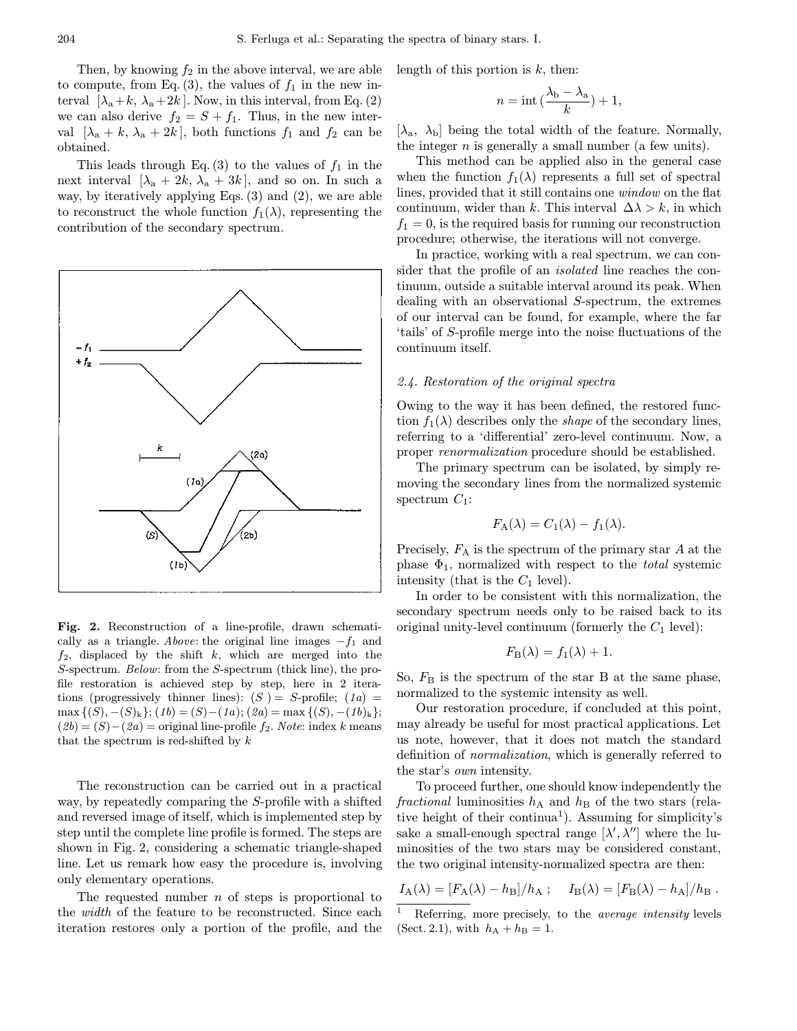Then, by knowing $f_2$ in the above interval, we are able to compute, from Eq. (3), the values of $f_1$ in the new interval $[\lambda_a + k,\ \lambda_a + 2k]$. Now, in this interval, from Eq. (2) we can also derive $f_2 = S + f_1$. Thus, in the new interval $[\lambda_a + k,\ \lambda_a + 2k]$, both functions $f_1$ and $f_2$ can be obtained.

This leads through Eq. (3) to the values of $f_1$ in the next interval $[\lambda_a + 2k,\ \lambda_a + 3k]$, and so on. In such a way, by iteratively applying Eqs. (3) and (2), we are able to reconstruct the whole function $f_1(\lambda)$, representing the contribution of the secondary spectrum.

**Fig. 2.** Reconstruction of a line-profile, drawn schematically as a triangle. *Above*: the original line images $-f_1$ and $f_2$, displaced by the shift $k$, which are merged into the $S$-spectrum. *Below*: from the $S$-spectrum (thick line), the profile restoration is achieved step by step, here in 2 iterations (progressively thinner lines): $(S) = S$-profile; $(1a) = \max\{(S), -(S)_k\}$; $(1b) = (S) - (1a)$; $(2a) = \max\{(S), -(1b)_k\}$; $(2b) = (S) - (2a) =$ original line-profile $f_2$. *Note*: index $k$ means that the spectrum is red-shifted by $k$

The reconstruction can be carried out in a practical way, by repeatedly comparing the $S$-profile with a shifted and reversed image of itself, which is implemented step by step until the complete line profile is formed. The steps are shown in Fig. 2, considering a schematic triangle-shaped line. Let us remark how easy the procedure is, involving only elementary operations.

The requested number $n$ of steps is proportional to the *width* of the feature to be reconstructed. Since each iteration restores only a portion of the profile, and the length of this portion is $k$, then:

$$n = \mathrm{int}\,(\frac{\lambda_b - \lambda_a}{k}) + 1,$$

$[\lambda_a,\ \lambda_b]$ being the total width of the feature. Normally, the integer $n$ is generally a small number (a few units).

This method can be applied also in the general case when the function $f_1(\lambda)$ represents a full set of spectral lines, provided that it still contains one *window* on the flat continuum, wider than $k$. This interval $\Delta\lambda > k$, in which $f_1 = 0$, is the required basis for running our reconstruction procedure; otherwise, the iterations will not converge.

In practice, working with a real spectrum, we can consider that the profile of an *isolated* line reaches the continuum, outside a suitable interval around its peak. When dealing with an observational $S$-spectrum, the extremes of our interval can be found, for example, where the far 'tails' of $S$-profile merge into the noise fluctuations of the continuum itself.

### 2.4. Restoration of the original spectra

Owing to the way it has been defined, the restored function $f_1(\lambda)$ describes only the *shape* of the secondary lines, referring to a 'differential' zero-level continuum. Now, a proper *renormalization* procedure should be established.

The primary spectrum can be isolated, by simply removing the secondary lines from the normalized systemic spectrum $C_1$:

$$F_A(\lambda) = C_1(\lambda) - f_1(\lambda).$$

Precisely, $F_A$ is the spectrum of the primary star $A$ at the phase $\Phi_1$, normalized with respect to the *total* systemic intensity (that is the $C_1$ level).

In order to be consistent with this normalization, the secondary spectrum needs only to be raised back to its original unity-level continuum (formerly the $C_1$ level):

$$F_B(\lambda) = f_1(\lambda) + 1.$$

So, $F_B$ is the spectrum of the star B at the same phase, normalized to the systemic intensity as well.

Our restoration procedure, if concluded at this point, may already be useful for most practical applications. Let us note, however, that it does not match the standard definition of *normalization*, which is generally referred to the star's *own* intensity.

To proceed further, one should know independently the *fractional* luminosities $h_A$ and $h_B$ of the two stars (relative height of their continua[1]). Assuming for simplicity's sake a small-enough spectral range $[\lambda', \lambda'']$ where the luminosities of the two stars may be considered constant, the two original intensity-normalized spectra are then:

$$I_A(\lambda) = [F_A(\lambda) - h_B]/h_A\ ; \quad I_B(\lambda) = [F_B(\lambda) - h_A]/h_B\ .$$

[1] Referring, more precisely, to the *average intensity* levels (Sect. 2.1), with $h_A + h_B = 1$.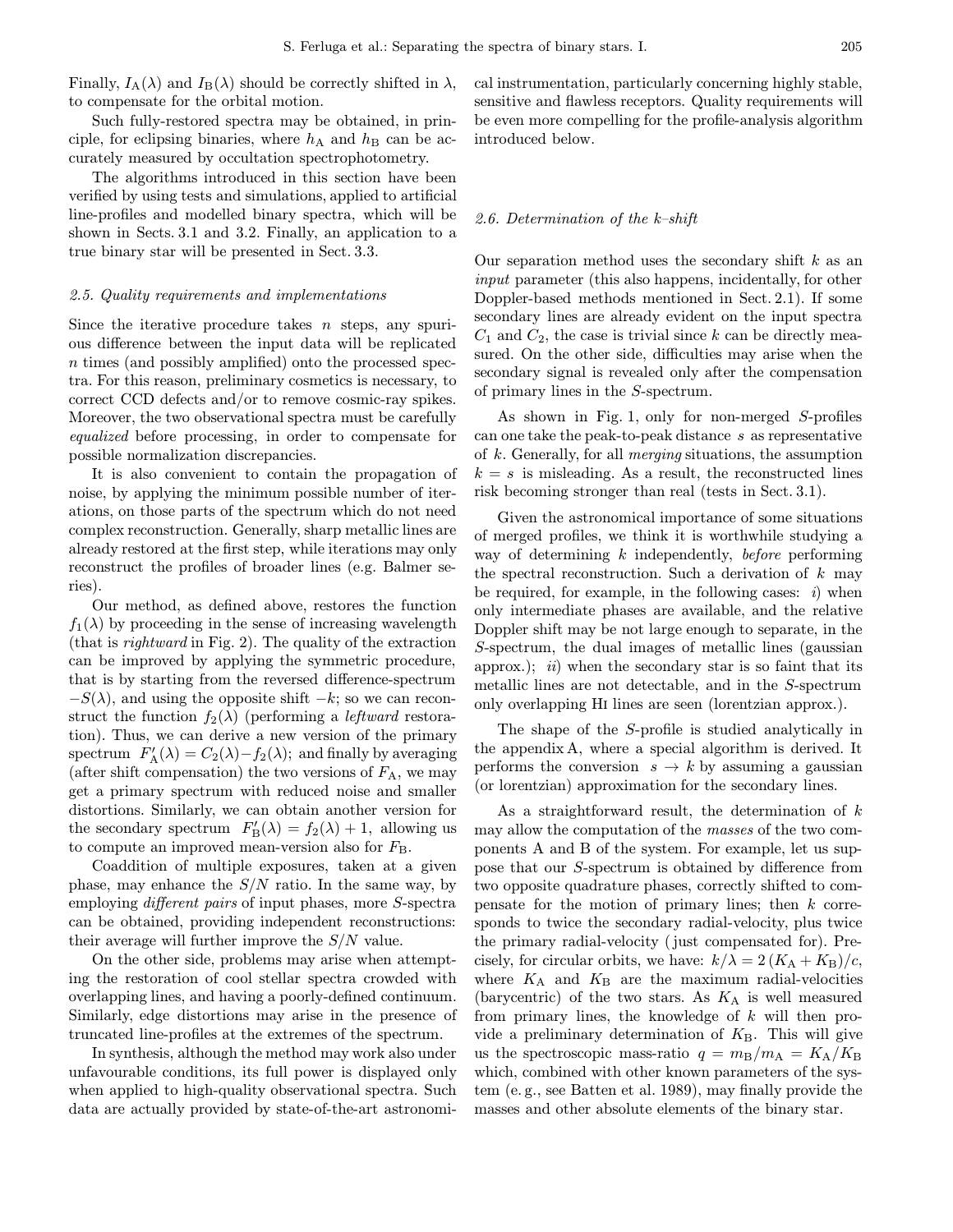Finally, $I_A(\lambda)$ and $I_B(\lambda)$ should be correctly shifted in $\lambda$, to compensate for the orbital motion.

Such fully-restored spectra may be obtained, in principle, for eclipsing binaries, where $h_A$ and $h_B$ can be accurately measured by occultation spectrophotometry.

The algorithms introduced in this section have been verified by using tests and simulations, applied to artificial line-profiles and modelled binary spectra, which will be shown in Sects. 3.1 and 3.2. Finally, an application to a true binary star will be presented in Sect. 3.3.

### 2.5. Quality requirements and implementations

Since the iterative procedure takes $n$ steps, any spurious difference between the input data will be replicated $n$ times (and possibly amplified) onto the processed spectra. For this reason, preliminary cosmetics is necessary, to correct CCD defects and/or to remove cosmic-ray spikes. Moreover, the two observational spectra must be carefully *equalized* before processing, in order to compensate for possible normalization discrepancies.

It is also convenient to contain the propagation of noise, by applying the minimum possible number of iterations, on those parts of the spectrum which do not need complex reconstruction. Generally, sharp metallic lines are already restored at the first step, while iterations may only reconstruct the profiles of broader lines (e.g. Balmer series).

Our method, as defined above, restores the function $f_1(\lambda)$ by proceeding in the sense of increasing wavelength (that is *rightward* in Fig. 2). The quality of the extraction can be improved by applying the symmetric procedure, that is by starting from the reversed difference-spectrum $-S(\lambda)$, and using the opposite shift $-k$; so we can reconstruct the function $f_2(\lambda)$ (performing a *leftward* restoration). Thus, we can derive a new version of the primary spectrum $F'_A(\lambda) = C_2(\lambda) - f_2(\lambda)$; and finally by averaging (after shift compensation) the two versions of $F_A$, we may get a primary spectrum with reduced noise and smaller distortions. Similarly, we can obtain another version for the secondary spectrum $F'_B(\lambda) = f_2(\lambda) + 1$, allowing us to compute an improved mean-version also for $F_B$.

Coaddition of multiple exposures, taken at a given phase, may enhance the $S/N$ ratio. In the same way, by employing *different pairs* of input phases, more $S$-spectra can be obtained, providing independent reconstructions: their average will further improve the $S/N$ value.

On the other side, problems may arise when attempting the restoration of cool stellar spectra crowded with overlapping lines, and having a poorly-defined continuum. Similarly, edge distortions may arise in the presence of truncated line-profiles at the extremes of the spectrum.

In synthesis, although the method may work also under unfavourable conditions, its full power is displayed only when applied to high-quality observational spectra. Such data are actually provided by state-of-the-art astronomical instrumentation, particularly concerning highly stable, sensitive and flawless receptors. Quality requirements will be even more compelling for the profile-analysis algorithm introduced below.

### 2.6. Determination of the $k$–shift

Our separation method uses the secondary shift $k$ as an *input* parameter (this also happens, incidentally, for other Doppler-based methods mentioned in Sect. 2.1). If some secondary lines are already evident on the input spectra $C_1$ and $C_2$, the case is trivial since $k$ can be directly measured. On the other side, difficulties may arise when the secondary signal is revealed only after the compensation of primary lines in the $S$-spectrum.

As shown in Fig. 1, only for non-merged $S$-profiles can one take the peak-to-peak distance $s$ as representative of $k$. Generally, for all *merging* situations, the assumption $k = s$ is misleading. As a result, the reconstructed lines risk becoming stronger than real (tests in Sect. 3.1).

Given the astronomical importance of some situations of merged profiles, we think it is worthwhile studying a way of determining $k$ independently, *before* performing the spectral reconstruction. Such a derivation of $k$ may be required, for example, in the following cases: *i*) when only intermediate phases are available, and the relative Doppler shift may be not large enough to separate, in the $S$-spectrum, the dual images of metallic lines (gaussian approx.); *ii*) when the secondary star is so faint that its metallic lines are not detectable, and in the $S$-spectrum only overlapping HI lines are seen (lorentzian approx.).

The shape of the $S$-profile is studied analytically in the appendix A, where a special algorithm is derived. It performs the conversion $s \rightarrow k$ by assuming a gaussian (or lorentzian) approximation for the secondary lines.

As a straightforward result, the determination of $k$ may allow the computation of the *masses* of the two components A and B of the system. For example, let us suppose that our $S$-spectrum is obtained by difference from two opposite quadrature phases, correctly shifted to compensate for the motion of primary lines; then $k$ corresponds to twice the secondary radial-velocity, plus twice the primary radial-velocity (just compensated for). Precisely, for circular orbits, we have: $k/\lambda = 2\,(K_A + K_B)/c$, where $K_A$ and $K_B$ are the maximum radial-velocities (barycentric) of the two stars. As $K_A$ is well measured from primary lines, the knowledge of $k$ will then provide a preliminary determination of $K_B$. This will give us the spectroscopic mass-ratio $q = m_B/m_A = K_A/K_B$ which, combined with other known parameters of the system (e. g., see Batten et al. 1989), may finally provide the masses and other absolute elements of the binary star.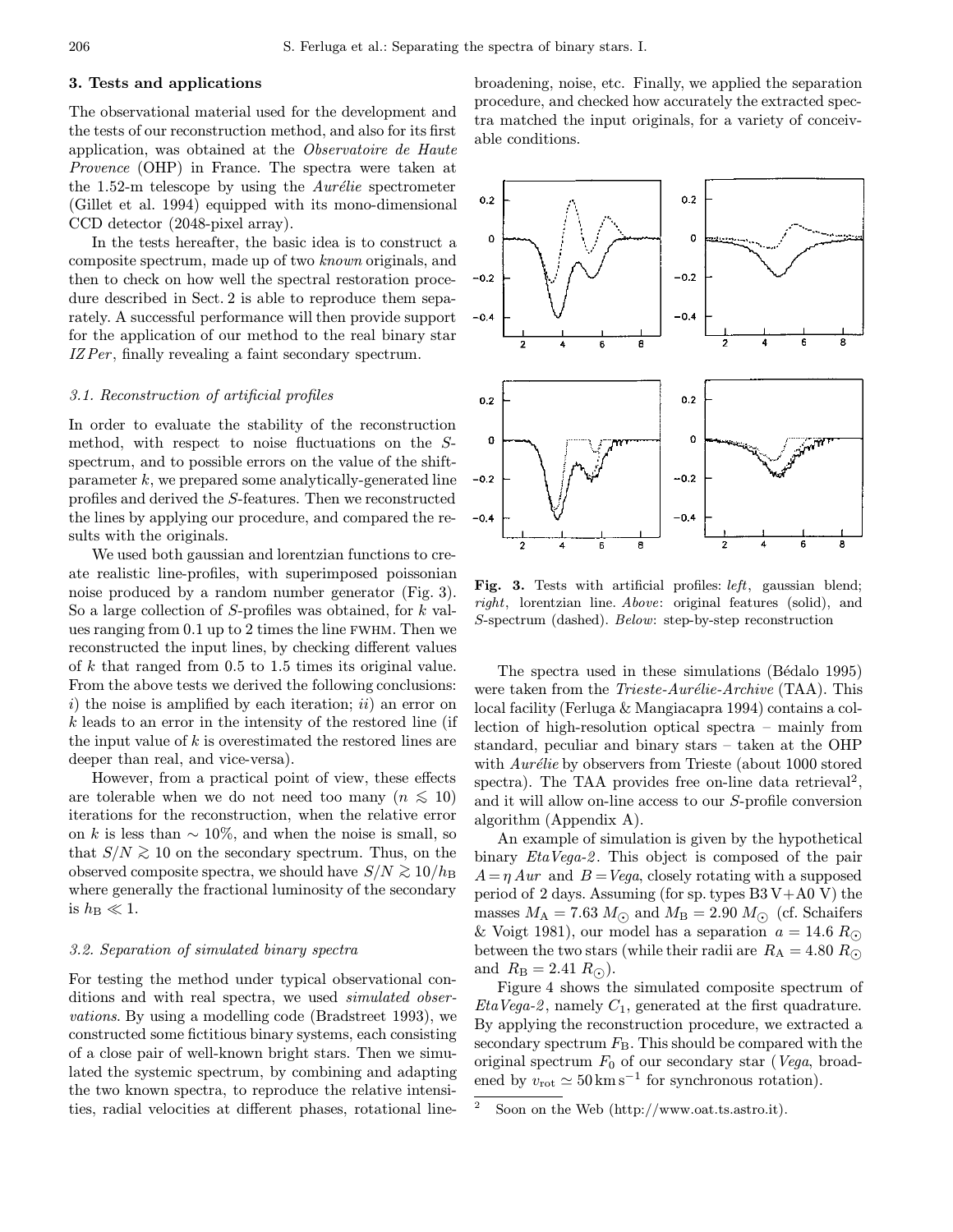## 3. Tests and applications

The observational material used for the development and the tests of our reconstruction method, and also for its first application, was obtained at the *Observatoire de Haute Provence* (OHP) in France. The spectra were taken at the 1.52-m telescope by using the *Aurélie* spectrometer (Gillet et al. 1994) equipped with its mono-dimensional CCD detector (2048-pixel array).

In the tests hereafter, the basic idea is to construct a composite spectrum, made up of two *known* originals, and then to check on how well the spectral restoration procedure described in Sect. 2 is able to reproduce them separately. A successful performance will then provide support for the application of our method to the real binary star *IZ Per*, finally revealing a faint secondary spectrum.

### 3.1. Reconstruction of artificial profiles

In order to evaluate the stability of the reconstruction method, with respect to noise fluctuations on the *S*-spectrum, and to possible errors on the value of the shift-parameter $k$, we prepared some analytically-generated line profiles and derived the *S*-features. Then we reconstructed the lines by applying our procedure, and compared the results with the originals.

We used both gaussian and lorentzian functions to create realistic line-profiles, with superimposed poissonian noise produced by a random number generator (Fig. 3). So a large collection of *S*-profiles was obtained, for $k$ values ranging from 0.1 up to 2 times the line FWHM. Then we reconstructed the input lines, by checking different values of $k$ that ranged from 0.5 to 1.5 times its original value. From the above tests we derived the following conclusions: *i*) the noise is amplified by each iteration; *ii*) an error on $k$ leads to an error in the intensity of the restored line (if the input value of $k$ is overestimated the restored lines are deeper than real, and vice-versa).

However, from a practical point of view, these effects are tolerable when we do not need too many ($n \lesssim 10$) iterations for the reconstruction, when the relative error on $k$ is less than $\sim 10\%$, and when the noise is small, so that $S/N \gtrsim 10$ on the secondary spectrum. Thus, on the observed composite spectra, we should have $S/N \gtrsim 10/h_{\rm B}$ where generally the fractional luminosity of the secondary is $h_{\rm B} \ll 1$.

### 3.2. Separation of simulated binary spectra

For testing the method under typical observational conditions and with real spectra, we used *simulated observations*. By using a modelling code (Bradstreet 1993), we constructed some fictitious binary systems, each consisting of a close pair of well-known bright stars. Then we simulated the systemic spectrum, by combining and adapting the two known spectra, to reproduce the relative intensities, radial velocities at different phases, rotational line-broadening, noise, etc. Finally, we applied the separation procedure, and checked how accurately the extracted spectra matched the input originals, for a variety of conceivable conditions.

**Fig. 3.** Tests with artificial profiles: *left*, gaussian blend; *right*, lorentzian line. *Above*: original features (solid), and *S*-spectrum (dashed). *Below*: step-by-step reconstruction

The spectra used in these simulations (Bédalo 1995) were taken from the *Trieste-Aurélie-Archive* (TAA). This local facility (Ferluga & Mangiacapra 1994) contains a collection of high-resolution optical spectra – mainly from standard, peculiar and binary stars – taken at the OHP with *Aurélie* by observers from Trieste (about 1000 stored spectra). The TAA provides free on-line data retrieval[2], and it will allow on-line access to our *S*-profile conversion algorithm (Appendix A).

An example of simulation is given by the hypothetical binary *EtaVega-2*. This object is composed of the pair $A = \eta\,Aur$ and $B = Vega$, closely rotating with a supposed period of 2 days. Assuming (for sp. types B3 V+A0 V) the masses $M_{\rm A} = 7.63\ M_\odot$ and $M_{\rm B} = 2.90\ M_\odot$ (cf. Schaifers & Voigt 1981), our model has a separation $a = 14.6\ R_\odot$ between the two stars (while their radii are $R_{\rm A} = 4.80\ R_\odot$ and $R_{\rm B} = 2.41\ R_\odot$).

Figure 4 shows the simulated composite spectrum of *EtaVega-2*, namely $C_1$, generated at the first quadrature. By applying the reconstruction procedure, we extracted a secondary spectrum $F_{\rm B}$. This should be compared with the original spectrum $F_0$ of our secondary star (*Vega*, broadened by $v_{\rm rot} \simeq 50\,{\rm km\,s^{-1}}$ for synchronous rotation).

[2] Soon on the Web (http://www.oat.ts.astro.it).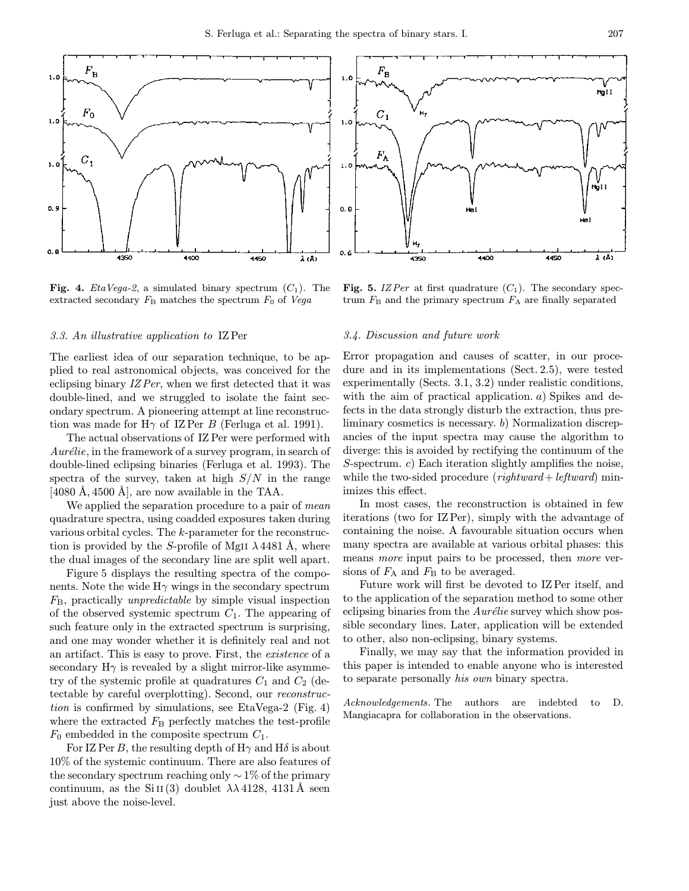**Fig. 4.** *EtaVega-2*, a simulated binary spectrum ($C_1$). The extracted secondary $F_B$ matches the spectrum $F_0$ of *Vega*

**Fig. 5.** *IZ Per* at first quadrature ($C_1$). The secondary spectrum $F_B$ and the primary spectrum $F_A$ are finally separated

### 3.3. An illustrative application to IZ Per

The earliest idea of our separation technique, to be applied to real astronomical objects, was conceived for the eclipsing binary *IZ Per*, when we first detected that it was double-lined, and we struggled to isolate the faint secondary spectrum. A pioneering attempt at line reconstruction was made for Hγ of IZ Per *B* (Ferluga et al. 1991).

The actual observations of IZ Per were performed with *Aurélie*, in the framework of a survey program, in search of double-lined eclipsing binaries (Ferluga et al. 1993). The spectra of the survey, taken at high $S/N$ in the range [4080 Å, 4500 Å], are now available in the TAA.

We applied the separation procedure to a pair of *mean* quadrature spectra, using coadded exposures taken during various orbital cycles. The $k$-parameter for the reconstruction is provided by the $S$-profile of Mg II λ4481 Å, where the dual images of the secondary line are split well apart.

Figure 5 displays the resulting spectra of the components. Note the wide Hγ wings in the secondary spectrum $F_B$, practically *unpredictable* by simple visual inspection of the observed systemic spectrum $C_1$. The appearing of such feature only in the extracted spectrum is surprising, and one may wonder whether it is definitely real and not an artifact. This is easy to prove. First, the *existence* of a secondary Hγ is revealed by a slight mirror-like asymmetry of the systemic profile at quadratures $C_1$ and $C_2$ (detectable by careful overplotting). Second, our *reconstruction* is confirmed by simulations, see EtaVega-2 (Fig. 4) where the extracted $F_B$ perfectly matches the test-profile $F_0$ embedded in the composite spectrum $C_1$.

For IZ Per *B*, the resulting depth of Hγ and Hδ is about 10% of the systemic continuum. There are also features of the secondary spectrum reaching only ∼1% of the primary continuum, as the Si II (3) doublet λλ 4128, 4131 Å seen just above the noise-level.

### 3.4. Discussion and future work

Error propagation and causes of scatter, in our procedure and in its implementations (Sect. 2.5), were tested experimentally (Sects. 3.1, 3.2) under realistic conditions, with the aim of practical application. *a*) Spikes and defects in the data strongly disturb the extraction, thus preliminary cosmetics is necessary. *b*) Normalization discrepancies of the input spectra may cause the algorithm to diverge: this is avoided by rectifying the continuum of the $S$-spectrum. *c*) Each iteration slightly amplifies the noise, while the two-sided procedure (*rightward*+ *leftward*) minimizes this effect.

In most cases, the reconstruction is obtained in few iterations (two for IZ Per), simply with the advantage of containing the noise. A favourable situation occurs when many spectra are available at various orbital phases: this means *more* input pairs to be processed, then *more* versions of $F_A$ and $F_B$ to be averaged.

Future work will first be devoted to IZ Per itself, and to the application of the separation method to some other eclipsing binaries from the *Aurélie* survey which show possible secondary lines. Later, application will be extended to other, also non-eclipsing, binary systems.

Finally, we may say that the information provided in this paper is intended to enable anyone who is interested to separate personally *his own* binary spectra.

*Acknowledgements.* The authors are indebted to D. Mangiacapra for collaboration in the observations.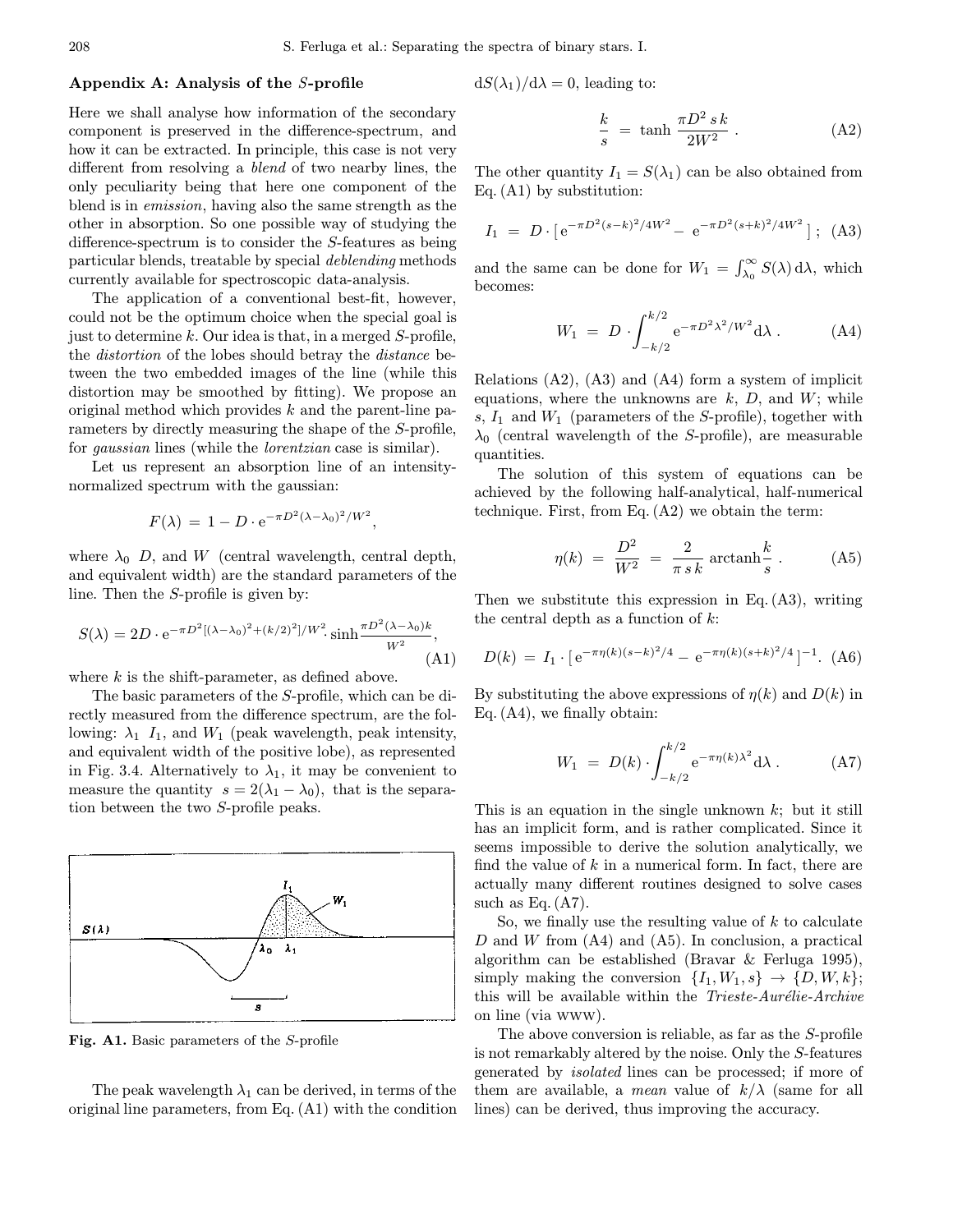## Appendix A: Analysis of the *S*-profile

Here we shall analyse how information of the secondary component is preserved in the difference-spectrum, and how it can be extracted. In principle, this case is not very different from resolving a *blend* of two nearby lines, the only peculiarity being that here one component of the blend is in *emission*, having also the same strength as the other in absorption. So one possible way of studying the difference-spectrum is to consider the *S*-features as being particular blends, treatable by special *deblending* methods currently available for spectroscopic data-analysis.

The application of a conventional best-fit, however, could not be the optimum choice when the special goal is just to determine $k$. Our idea is that, in a merged *S*-profile, the *distortion* of the lobes should betray the *distance* between the two embedded images of the line (while this distortion may be smoothed by fitting). We propose an original method which provides $k$ and the parent-line parameters by directly measuring the shape of the *S*-profile, for *gaussian* lines (while the *lorentzian* case is similar).

Let us represent an absorption line of an intensity-normalized spectrum with the gaussian:

$$F(\lambda) \;=\; 1 - D \cdot \mathrm{e}^{-\pi D^2 (\lambda-\lambda_0)^2/W^2},$$

where $\lambda_0$ $D$, and $W$ (central wavelength, central depth, and equivalent width) are the standard parameters of the line. Then the *S*-profile is given by:

$$S(\lambda) = 2D \cdot \mathrm{e}^{-\pi D^2[(\lambda-\lambda_0)^2+(k/2)^2]/W^2} \cdot \sinh \frac{\pi D^2 (\lambda-\lambda_0) k}{W^2}, \tag{A1}$$

where $k$ is the shift-parameter, as defined above.

The basic parameters of the *S*-profile, which can be directly measured from the difference spectrum, are the following: $\lambda_1$ $I_1$, and $W_1$ (peak wavelength, peak intensity, and equivalent width of the positive lobe), as represented in Fig. 3.4. Alternatively to $\lambda_1$, it may be convenient to measure the quantity $s = 2(\lambda_1 - \lambda_0)$, that is the separation between the two *S*-profile peaks.

**Fig. A1.** Basic parameters of the *S*-profile

The peak wavelength $\lambda_1$ can be derived, in terms of the original line parameters, from Eq. (A1) with the condition $\mathrm{d}S(\lambda_1)/\mathrm{d}\lambda = 0$, leading to:

$$\frac{k}{s} \;=\; \tanh \frac{\pi D^2\, s\, k}{2W^2}\;. \tag{A2}$$

The other quantity $I_1 = S(\lambda_1)$ can be also obtained from Eq. (A1) by substitution:

$$I_1 \;=\; D \cdot \left[\, \mathrm{e}^{-\pi D^2 (s-k)^2/4W^2} - \mathrm{e}^{-\pi D^2 (s+k)^2/4W^2} \,\right]; \tag{A3}$$

and the same can be done for $W_1 = \int_{\lambda_0}^{\infty} S(\lambda)\, \mathrm{d}\lambda$, which becomes:

$$W_1 \;=\; D \cdot \int_{-k/2}^{k/2} \mathrm{e}^{-\pi D^2 \lambda^2/W^2} \mathrm{d}\lambda\;. \tag{A4}$$

Relations (A2), (A3) and (A4) form a system of implicit equations, where the unknowns are $k$, $D$, and $W$; while $s$, $I_1$ and $W_1$ (parameters of the *S*-profile), together with $\lambda_0$ (central wavelength of the *S*-profile), are measurable quantities.

The solution of this system of equations can be achieved by the following half-analytical, half-numerical technique. First, from Eq. (A2) we obtain the term:

$$\eta(k) \;=\; \frac{D^2}{W^2} \;=\; \frac{2}{\pi\, s\, k} \,\mathrm{arctanh} \frac{k}{s}\;. \tag{A5}$$

Then we substitute this expression in Eq. (A3), writing the central depth as a function of $k$:

$$D(k) \;=\; I_1 \cdot \left[\, \mathrm{e}^{-\pi \eta(k)(s-k)^2/4} - \mathrm{e}^{-\pi \eta(k)(s+k)^2/4} \,\right]^{-1}. \tag{A6}$$

By substituting the above expressions of $\eta(k)$ and $D(k)$ in Eq. (A4), we finally obtain:

$$W_1 \;=\; D(k) \cdot \int_{-k/2}^{k/2} \mathrm{e}^{-\pi \eta(k) \lambda^2} \mathrm{d}\lambda\;. \tag{A7}$$

This is an equation in the single unknown $k$; but it still has an implicit form, and is rather complicated. Since it seems impossible to derive the solution analytically, we find the value of $k$ in a numerical form. In fact, there are actually many different routines designed to solve cases such as Eq. (A7).

So, we finally use the resulting value of $k$ to calculate $D$ and $W$ from (A4) and (A5). In conclusion, a practical algorithm can be established (Bravar & Ferluga 1995), simply making the conversion $\{I_1, W_1, s\} \rightarrow \{D, W, k\}$; this will be available within the *Trieste-Aurélie-Archive* on line (via WWW).

The above conversion is reliable, as far as the *S*-profile is not remarkably altered by the noise. Only the *S*-features generated by *isolated* lines can be processed; if more of them are available, a *mean* value of $k/\lambda$ (same for all lines) can be derived, thus improving the accuracy.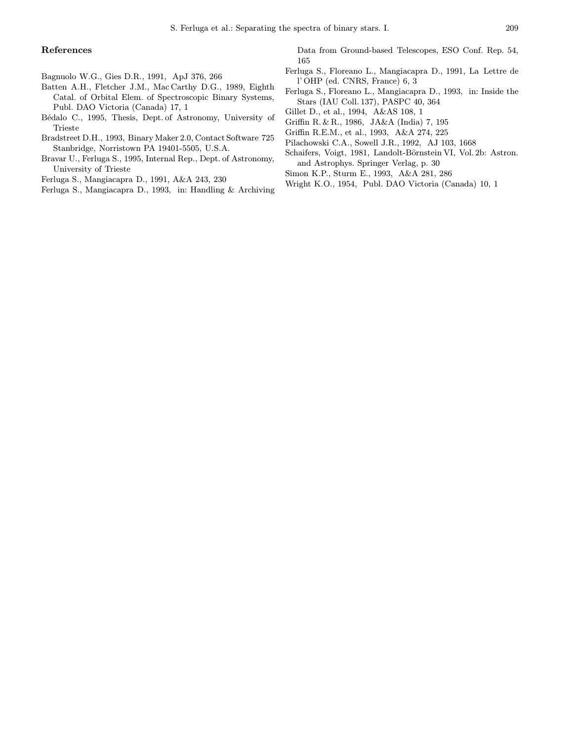## References

Bagnuolo W.G., Gies D.R., 1991, ApJ 376, 266

Batten A.H., Fletcher J.M., Mac Carthy D.G., 1989, Eighth Catal. of Orbital Elem. of Spectroscopic Binary Systems, Publ. DAO Victoria (Canada) 17, 1

Bédalo C., 1995, Thesis, Dept. of Astronomy, University of Trieste

Bradstreet D.H., 1993, Binary Maker 2.0, Contact Software 725 Stanbridge, Norristown PA 19401-5505, U.S.A.

Bravar U., Ferluga S., 1995, Internal Rep., Dept. of Astronomy, University of Trieste

Ferluga S., Mangiacapra D., 1991, A&A 243, 230

Ferluga S., Mangiacapra D., 1993, in: Handling & Archiving Data from Ground-based Telescopes, ESO Conf. Rep. 54, 165

Ferluga S., Floreano L., Mangiacapra D., 1991, La Lettre de l'OHP (ed. CNRS, France) 6, 3

Ferluga S., Floreano L., Mangiacapra D., 1993, in: Inside the Stars (IAU Coll. 137), PASPC 40, 364

Gillet D., et al., 1994, A&AS 108, 1

Griffin R. & R., 1986, JA&A (India) 7, 195

Griffin R.E.M., et al., 1993, A&A 274, 225

Pilachowski C.A., Sowell J.R., 1992, AJ 103, 1668

Schaifers, Voigt, 1981, Landolt-Börnstein VI, Vol. 2b: Astron. and Astrophys. Springer Verlag, p. 30

Simon K.P., Sturm E., 1993, A&A 281, 286

Wright K.O., 1954, Publ. DAO Victoria (Canada) 10, 1